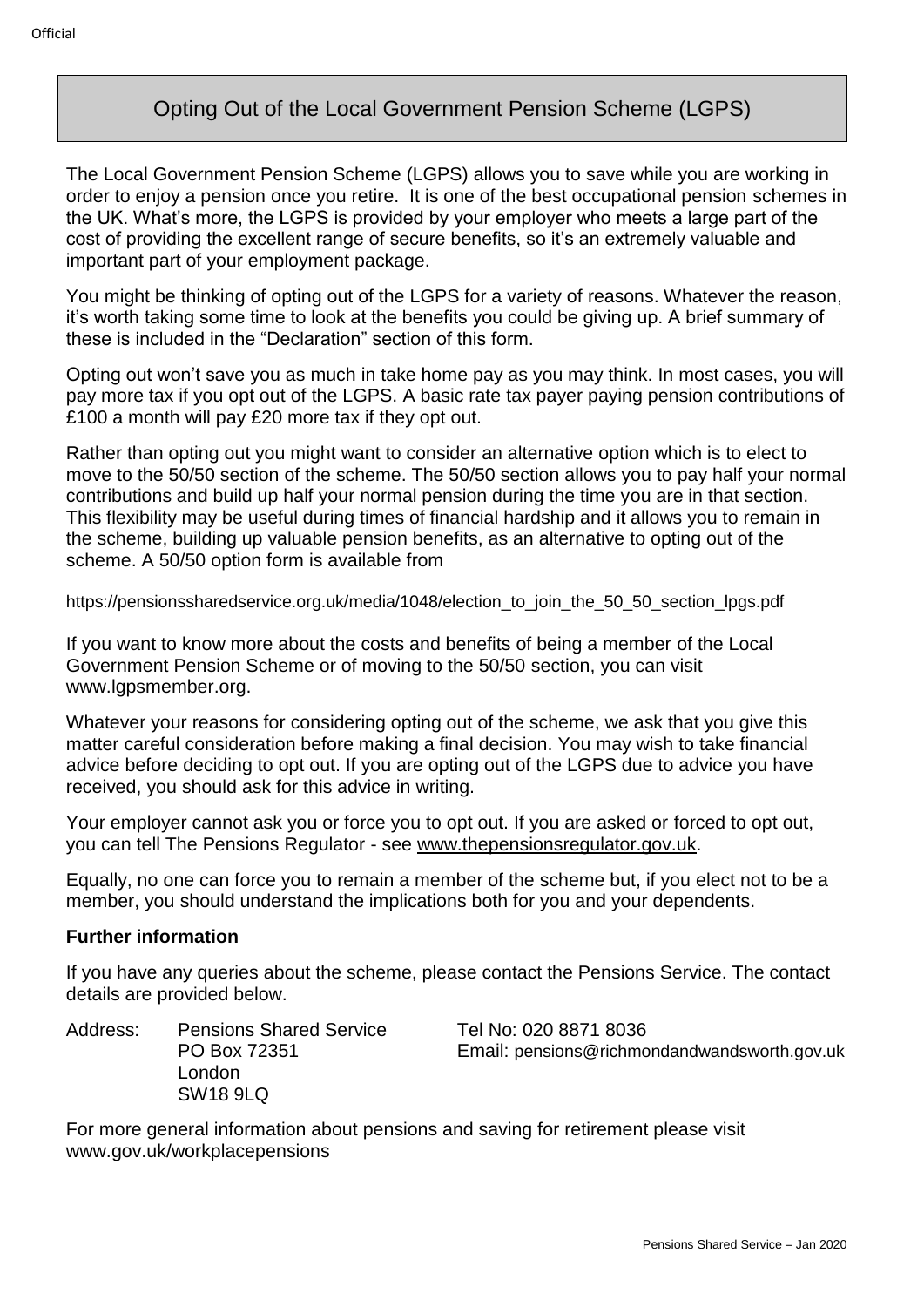# Opting Out of the Local Government Pension Scheme (LGPS)

The Local Government Pension Scheme (LGPS) allows you to save while you are working in order to enjoy a pension once you retire. It is one of the best occupational pension schemes in the UK. What's more, the LGPS is provided by your employer who meets a large part of the cost of providing the excellent range of secure benefits, so it's an extremely valuable and important part of your employment package.

You might be thinking of opting out of the LGPS for a variety of reasons. Whatever the reason, it's worth taking some time to look at the benefits you could be giving up. A brief summary of these is included in the "Declaration" section of this form.

Opting out won't save you as much in take home pay as you may think. In most cases, you will pay more tax if you opt out of the LGPS. A basic rate tax payer paying pension contributions of £100 a month will pay £20 more tax if they opt out.

Rather than opting out you might want to consider an alternative option which is to elect to move to the 50/50 section of the scheme. The 50/50 section allows you to pay half your normal contributions and build up half your normal pension during the time you are in that section. This flexibility may be useful during times of financial hardship and it allows you to remain in the scheme, building up valuable pension benefits, as an alternative to opting out of the scheme. A 50/50 option form is available from

https://pensionssharedservice.org.uk/media/1048/election_to_join_the_50_50_section_lpgs.pdf

If you want to know more about the costs and benefits of being a member of the Local Government Pension Scheme or of moving to the 50/50 section, you can visit www.lgpsmember.org.

Whatever your reasons for considering opting out of the scheme, we ask that you give this matter careful consideration before making a final decision. You may wish to take financial advice before deciding to opt out. If you are opting out of the LGPS due to advice you have received, you should ask for this advice in writing.

Your employer cannot ask you or force you to opt out. If you are asked or forced to opt out, you can tell The Pensions Regulator - see www.thepensionsregulator.gov.uk.

Equally, no one can force you to remain a member of the scheme but, if you elect not to be a member, you should understand the implications both for you and your dependents.

**Further information**

If you have any queries about the scheme, please contact the Pensions Service. The contact details are provided below.

Address: Pensions Shared Service
PO Box 72351
London
SW18 9LQ

Tel No: 020 8871 8036
Email: pensions@richmondandwandsworth.gov.uk

For more general information about pensions and saving for retirement please visit www.gov.uk/workplacepensions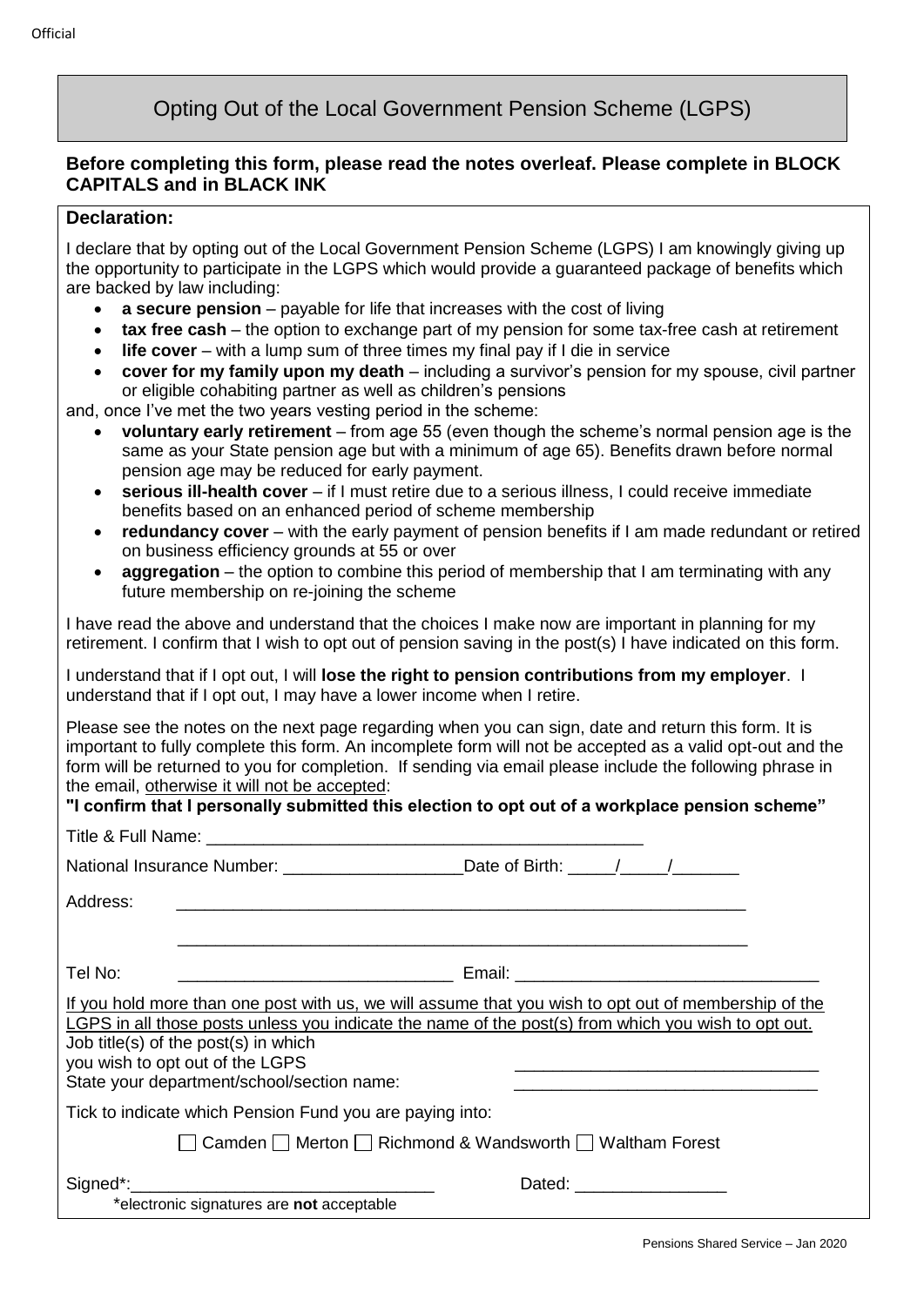# Opting Out of the Local Government Pension Scheme (LGPS)

**Before completing this form, please read the notes overleaf. Please complete in BLOCK CAPITALS and in BLACK INK**

**Declaration:**

I declare that by opting out of the Local Government Pension Scheme (LGPS) I am knowingly giving up the opportunity to participate in the LGPS which would provide a guaranteed package of benefits which are backed by law including:

- **a secure pension** – payable for life that increases with the cost of living
- **tax free cash** – the option to exchange part of my pension for some tax-free cash at retirement
- **life cover** – with a lump sum of three times my final pay if I die in service
- **cover for my family upon my death** – including a survivor's pension for my spouse, civil partner or eligible cohabiting partner as well as children's pensions

and, once I've met the two years vesting period in the scheme:

- **voluntary early retirement** – from age 55 (even though the scheme's normal pension age is the same as your State pension age but with a minimum of age 65). Benefits drawn before normal pension age may be reduced for early payment.
- **serious ill-health cover** – if I must retire due to a serious illness, I could receive immediate benefits based on an enhanced period of scheme membership
- **redundancy cover** – with the early payment of pension benefits if I am made redundant or retired on business efficiency grounds at 55 or over
- **aggregation** – the option to combine this period of membership that I am terminating with any future membership on re-joining the scheme

I have read the above and understand that the choices I make now are important in planning for my retirement. I confirm that I wish to opt out of pension saving in the post(s) I have indicated on this form.

I understand that if I opt out, I will **lose the right to pension contributions from my employer**. I understand that if I opt out, I may have a lower income when I retire.

Please see the notes on the next page regarding when you can sign, date and return this form. It is important to fully complete this form. An incomplete form will not be accepted as a valid opt-out and the form will be returned to you for completion. If sending via email please include the following phrase in the email, otherwise it will not be accepted:

**"I confirm that I personally submitted this election to opt out of a workplace pension scheme"**

Title & Full Name: ______________________________________________

National Insurance Number: ___________________ Date of Birth: _____/_____/_______

Address: ______________________________________________________________

______________________________________________________________

Tel No: _____________________________ Email: ________________________________

If you hold more than one post with us, we will assume that you wish to opt out of membership of the LGPS in all those posts unless you indicate the name of the post(s) from which you wish to opt out.

Job title(s) of the post(s) in which you wish to opt out of the LGPS ________________________________

State your department/school/section name: ________________________________

Tick to indicate which Pension Fund you are paying into:

☐ Camden ☐ Merton ☐ Richmond & Wandsworth ☐ Waltham Forest

Signed*:________________________________ Dated: ________________

*electronic signatures are **not** acceptable

Pensions Shared Service – Jan 2020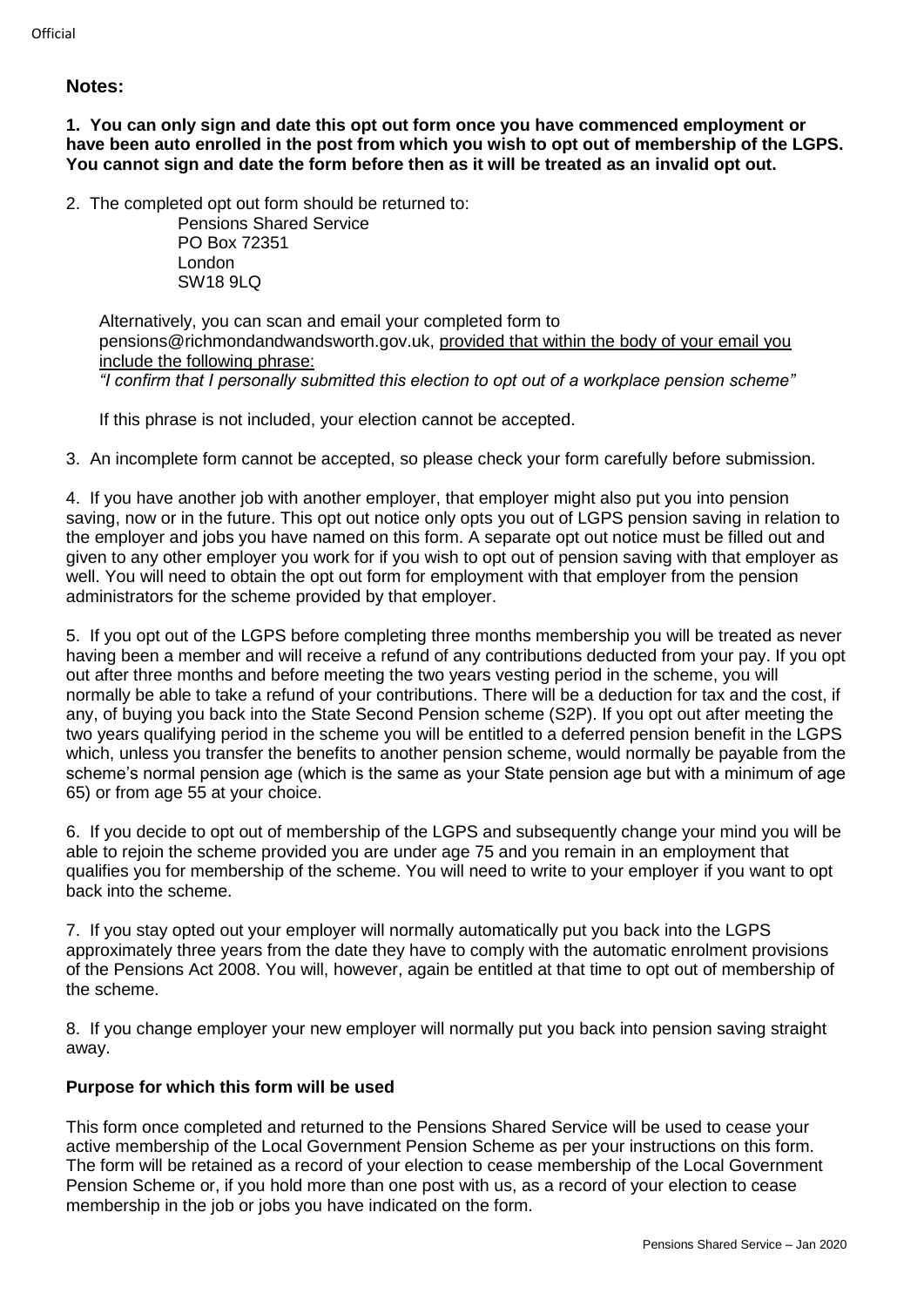**Notes:**

**1. You can only sign and date this opt out form once you have commenced employment or have been auto enrolled in the post from which you wish to opt out of membership of the LGPS. You cannot sign and date the form before then as it will be treated as an invalid opt out.**

2. The completed opt out form should be returned to:

Pensions Shared Service
PO Box 72351
London
SW18 9LQ

Alternatively, you can scan and email your completed form to pensions@richmondandwandsworth.gov.uk, provided that within the body of your email you include the following phrase:
*"I confirm that I personally submitted this election to opt out of a workplace pension scheme"*

If this phrase is not included, your election cannot be accepted.

3. An incomplete form cannot be accepted, so please check your form carefully before submission.

4. If you have another job with another employer, that employer might also put you into pension saving, now or in the future. This opt out notice only opts you out of LGPS pension saving in relation to the employer and jobs you have named on this form. A separate opt out notice must be filled out and given to any other employer you work for if you wish to opt out of pension saving with that employer as well. You will need to obtain the opt out form for employment with that employer from the pension administrators for the scheme provided by that employer.

5. If you opt out of the LGPS before completing three months membership you will be treated as never having been a member and will receive a refund of any contributions deducted from your pay. If you opt out after three months and before meeting the two years vesting period in the scheme, you will normally be able to take a refund of your contributions. There will be a deduction for tax and the cost, if any, of buying you back into the State Second Pension scheme (S2P). If you opt out after meeting the two years qualifying period in the scheme you will be entitled to a deferred pension benefit in the LGPS which, unless you transfer the benefits to another pension scheme, would normally be payable from the scheme's normal pension age (which is the same as your State pension age but with a minimum of age 65) or from age 55 at your choice.

6. If you decide to opt out of membership of the LGPS and subsequently change your mind you will be able to rejoin the scheme provided you are under age 75 and you remain in an employment that qualifies you for membership of the scheme. You will need to write to your employer if you want to opt back into the scheme.

7. If you stay opted out your employer will normally automatically put you back into the LGPS approximately three years from the date they have to comply with the automatic enrolment provisions of the Pensions Act 2008. You will, however, again be entitled at that time to opt out of membership of the scheme.

8. If you change employer your new employer will normally put you back into pension saving straight away.

**Purpose for which this form will be used**

This form once completed and returned to the Pensions Shared Service will be used to cease your active membership of the Local Government Pension Scheme as per your instructions on this form. The form will be retained as a record of your election to cease membership of the Local Government Pension Scheme or, if you hold more than one post with us, as a record of your election to cease membership in the job or jobs you have indicated on the form.